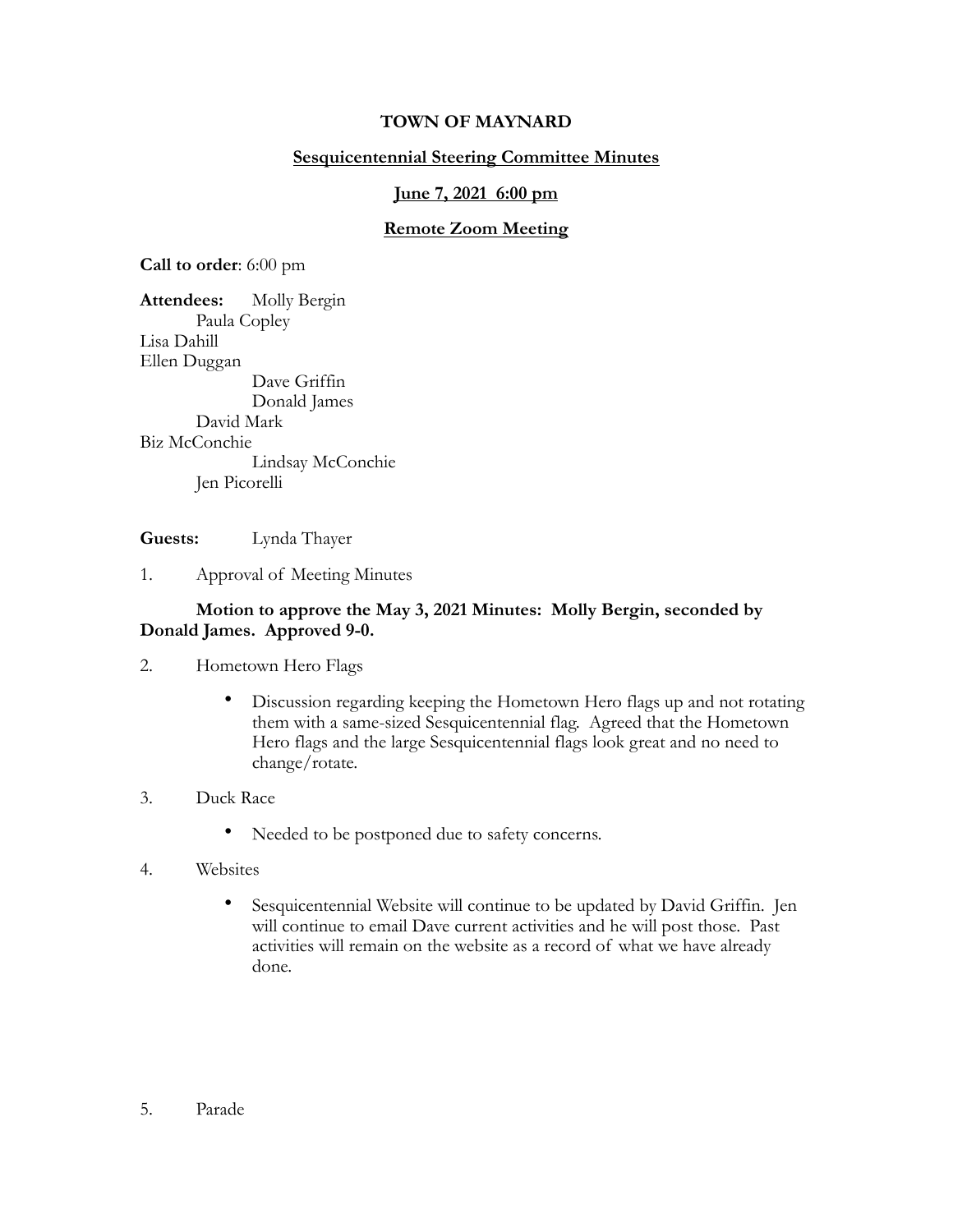**TOWN OF MAYNARD**

**Sesquicentennial Steering Committee Minutes**

**June 7, 2021 6:00 pm**

**Remote Zoom Meeting**

**Call to order**: 6:00 pm

**Attendees:**
- Molly Bergin
- Paula Copley
- Lisa Dahill
- Ellen Duggan
- Dave Griffin
- Donald James
- David Mark
- Biz McConchie
- Lindsay McConchie
- Jen Picorelli

**Guests:** Lynda Thayer

1. Approval of Meeting Minutes

   **Motion to approve the May 3, 2021 Minutes: Molly Bergin, seconded by Donald James. Approved 9-0.**

2. Hometown Hero Flags

   - Discussion regarding keeping the Hometown Hero flags up and not rotating them with a same-sized Sesquicentennial flag. Agreed that the Hometown Hero flags and the large Sesquicentennial flags look great and no need to change/rotate.

3. Duck Race

   - Needed to be postponed due to safety concerns.

4. Websites

   - Sesquicentennial Website will continue to be updated by David Griffin. Jen will continue to email Dave current activities and he will post those. Past activities will remain on the website as a record of what we have already done.

5. Parade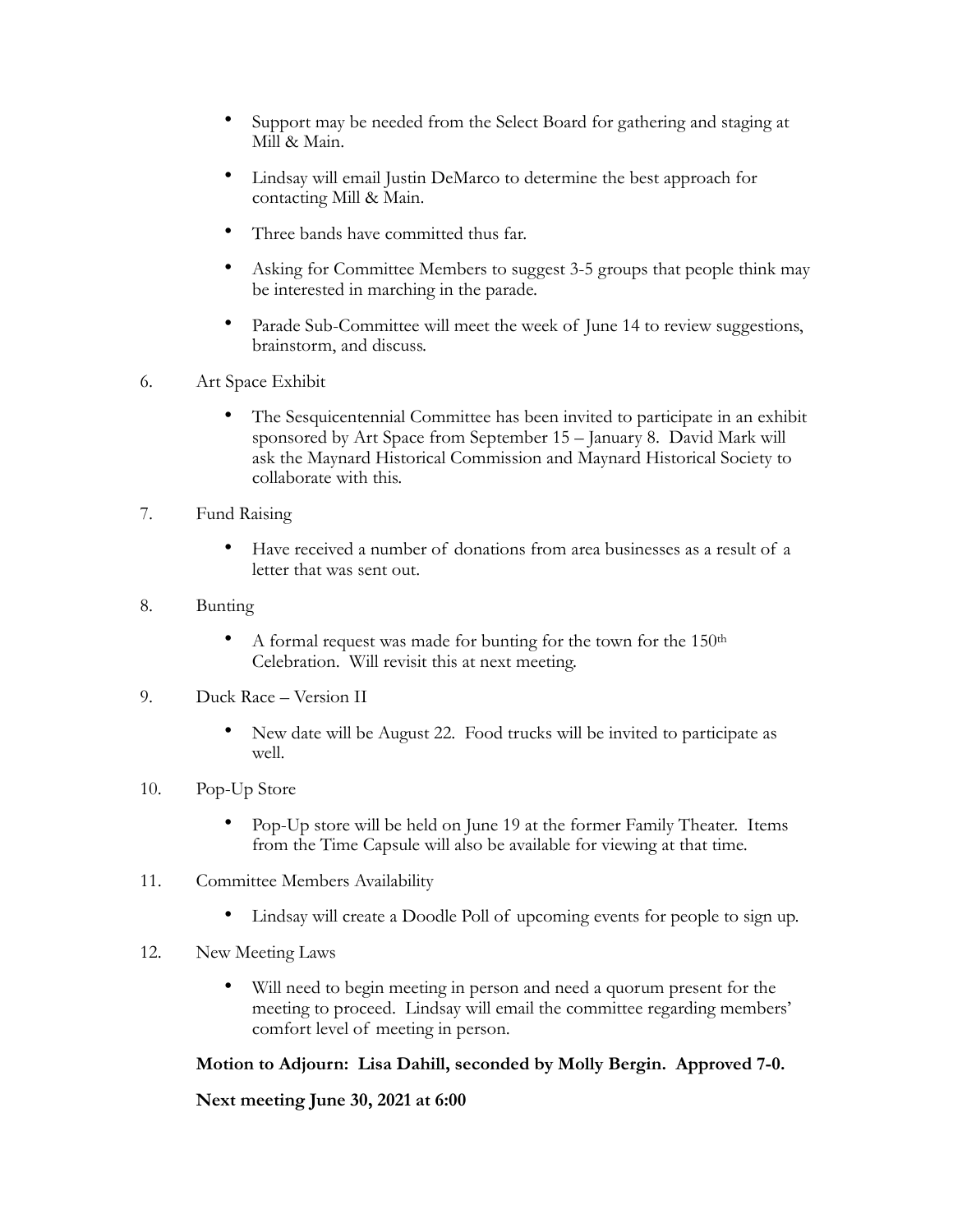- Support may be needed from the Select Board for gathering and staging at Mill & Main.
- Lindsay will email Justin DeMarco to determine the best approach for contacting Mill & Main.
- Three bands have committed thus far.
- Asking for Committee Members to suggest 3-5 groups that people think may be interested in marching in the parade.
- Parade Sub-Committee will meet the week of June 14 to review suggestions, brainstorm, and discuss.

6. Art Space Exhibit
   - The Sesquicentennial Committee has been invited to participate in an exhibit sponsored by Art Space from September 15 – January 8. David Mark will ask the Maynard Historical Commission and Maynard Historical Society to collaborate with this.

7. Fund Raising
   - Have received a number of donations from area businesses as a result of a letter that was sent out.

8. Bunting
   - A formal request was made for bunting for the town for the 150th Celebration. Will revisit this at next meeting.

9. Duck Race – Version II
   - New date will be August 22. Food trucks will be invited to participate as well.

10. Pop-Up Store
    - Pop-Up store will be held on June 19 at the former Family Theater. Items from the Time Capsule will also be available for viewing at that time.

11. Committee Members Availability
    - Lindsay will create a Doodle Poll of upcoming events for people to sign up.

12. New Meeting Laws
    - Will need to begin meeting in person and need a quorum present for the meeting to proceed. Lindsay will email the committee regarding members' comfort level of meeting in person.

**Motion to Adjourn: Lisa Dahill, seconded by Molly Bergin. Approved 7-0.**

**Next meeting June 30, 2021 at 6:00**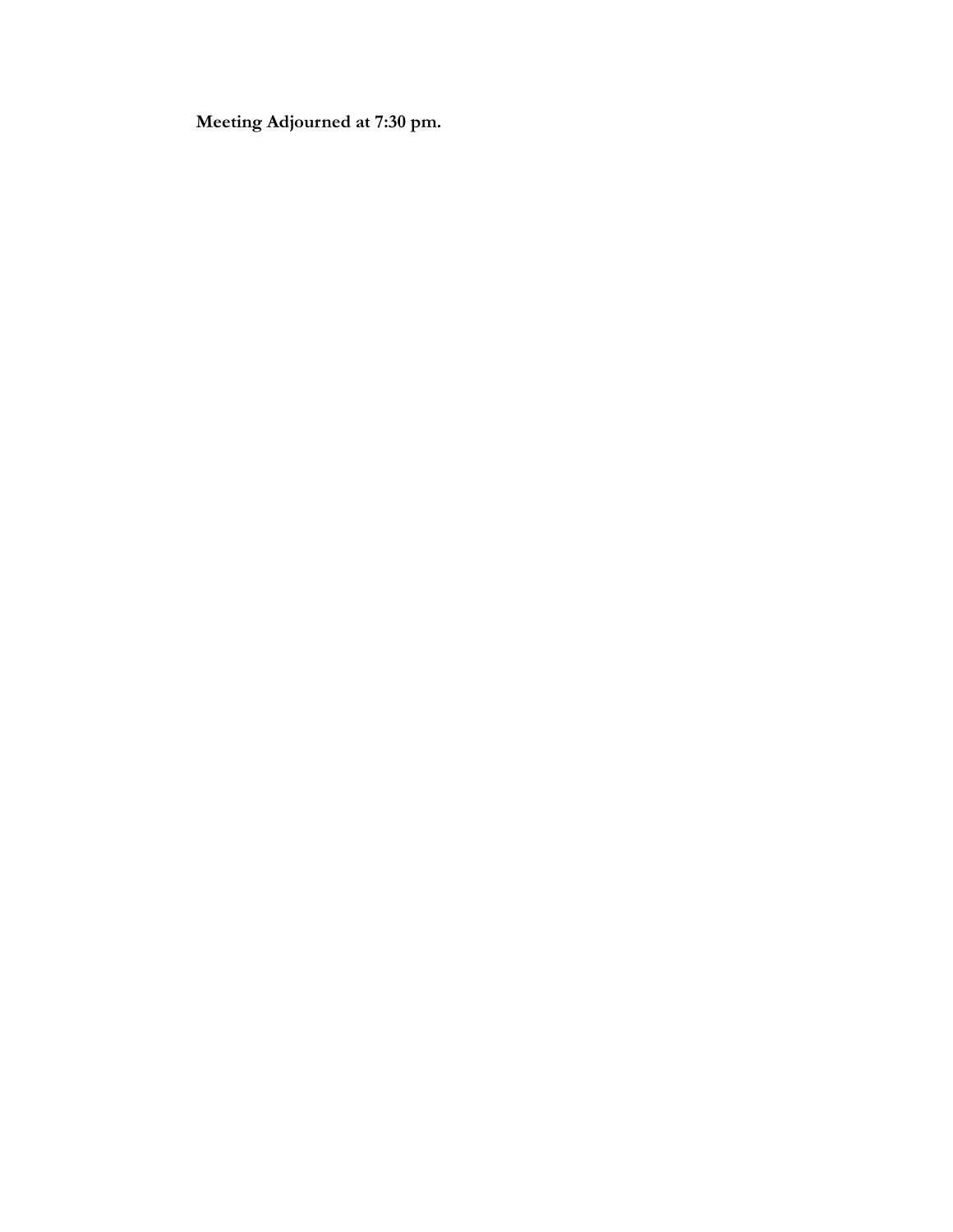**Meeting Adjourned at 7:30 pm.**